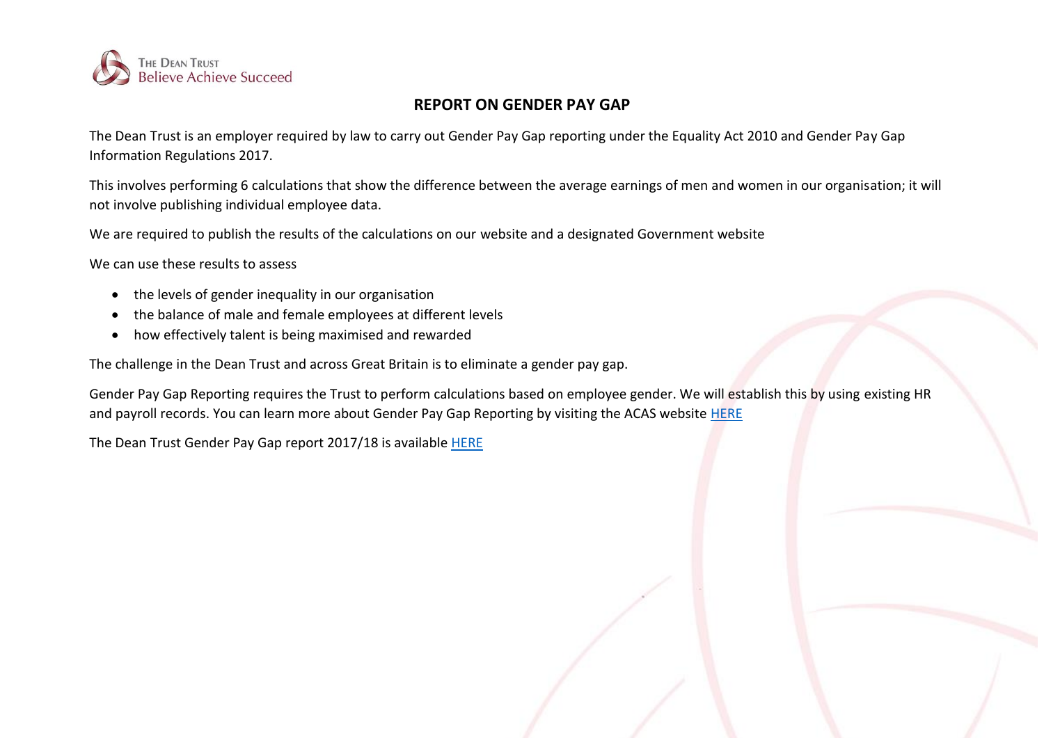# REPORT ON GENDER PAY GAP

The Dean Trust is an employer required by law to carry out Gender Pay Gap reporting under the Equality Act 2010 and Gender Pay Gap Information Regulations 2017.

This involves performing 6 calculations that show the difference between the average earnings of men and women in our organisation; it will not involve publishing individual employee data.

We are required to publish the results of the calculations on our website and a designated Government website

We can use these results to assess

- the levels of gender inequality in our organisation
- the balance of male and female employees at different levels
- how effectively talent is being maximised and rewarded

The challenge in the Dean Trust and across Great Britain is to eliminate a gender pay gap.

Gender Pay Gap Reporting requires the Trust to perform calculations based on employee gender. We will establish this by using existing HR and payroll records. You can learn more about Gender Pay Gap Reporting by visiting the ACAS website HERE

The Dean Trust Gender Pay Gap report 2017/18 is available HERE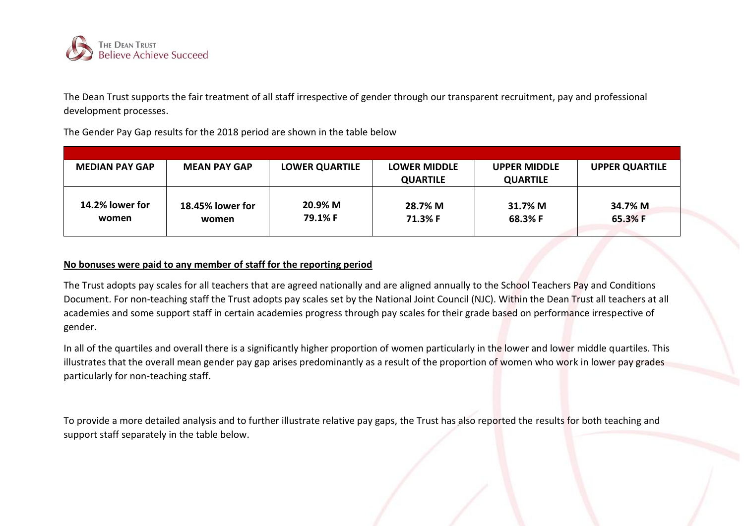The Dean Trust supports the fair treatment of all staff irrespective of gender through our transparent recruitment, pay and professional development processes.

The Gender Pay Gap results for the 2018 period are shown in the table below

| MEDIAN PAY GAP | MEAN PAY GAP | LOWER QUARTILE | LOWER MIDDLE QUARTILE | UPPER MIDDLE QUARTILE | UPPER QUARTILE |
|---|---|---|---|---|---|
| 14.2% lower for women | 18.45% lower for women | 20.9% M<br>79.1% F | 28.7% M<br>71.3% F | 31.7% M<br>68.3% F | 34.7% M<br>65.3% F |

**No bonuses were paid to any member of staff for the reporting period**

The Trust adopts pay scales for all teachers that are agreed nationally and are aligned annually to the School Teachers Pay and Conditions Document. For non-teaching staff the Trust adopts pay scales set by the National Joint Council (NJC). Within the Dean Trust all teachers at all academies and some support staff in certain academies progress through pay scales for their grade based on performance irrespective of gender.

In all of the quartiles and overall there is a significantly higher proportion of women particularly in the lower and lower middle quartiles. This illustrates that the overall mean gender pay gap arises predominantly as a result of the proportion of women who work in lower pay grades particularly for non-teaching staff.

To provide a more detailed analysis and to further illustrate relative pay gaps, the Trust has also reported the results for both teaching and support staff separately in the table below.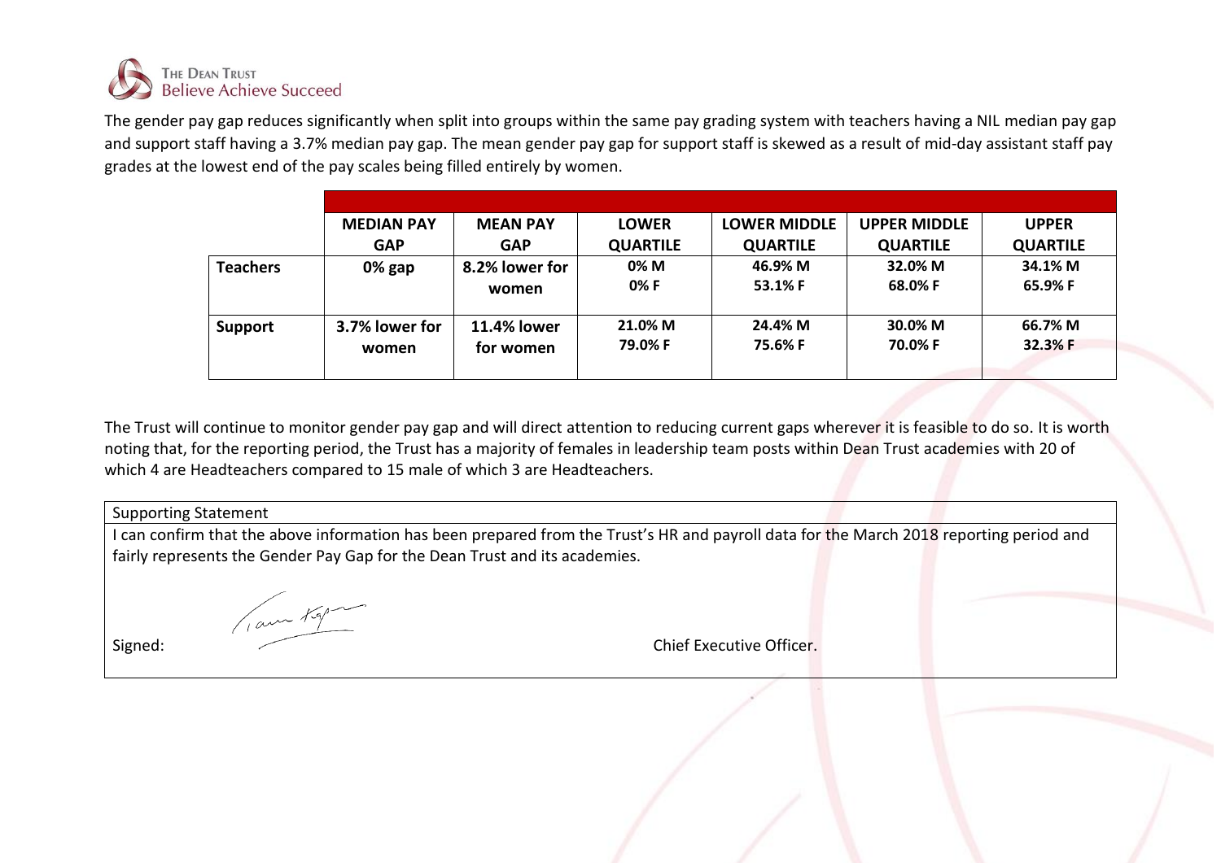The gender pay gap reduces significantly when split into groups within the same pay grading system with teachers having a NIL median pay gap and support staff having a 3.7% median pay gap. The mean gender pay gap for support staff is skewed as a result of mid-day assistant staff pay grades at the lowest end of the pay scales being filled entirely by women.

| | MEDIAN PAY GAP | MEAN PAY GAP | LOWER QUARTILE | LOWER MIDDLE QUARTILE | UPPER MIDDLE QUARTILE | UPPER QUARTILE |
|---|---|---|---|---|---|---|
| **Teachers** | **0% gap** | **8.2% lower for women** | **0% M**<br>**0% F** | **46.9% M**<br>**53.1% F** | **32.0% M**<br>**68.0% F** | **34.1% M**<br>**65.9% F** |
| **Support** | **3.7% lower for women** | **11.4% lower for women** | **21.0% M**<br>**79.0% F** | **24.4% M**<br>**75.6% F** | **30.0% M**<br>**70.0% F** | **66.7% M**<br>**32.3% F** |

The Trust will continue to monitor gender pay gap and will direct attention to reducing current gaps wherever it is feasible to do so. It is worth noting that, for the reporting period, the Trust has a majority of females in leadership team posts within Dean Trust academies with 20 of which 4 are Headteachers compared to 15 male of which 3 are Headteachers.

Supporting Statement

I can confirm that the above information has been prepared from the Trust's HR and payroll data for the March 2018 reporting period and fairly represents the Gender Pay Gap for the Dean Trust and its academies.

Signed: Chief Executive Officer.